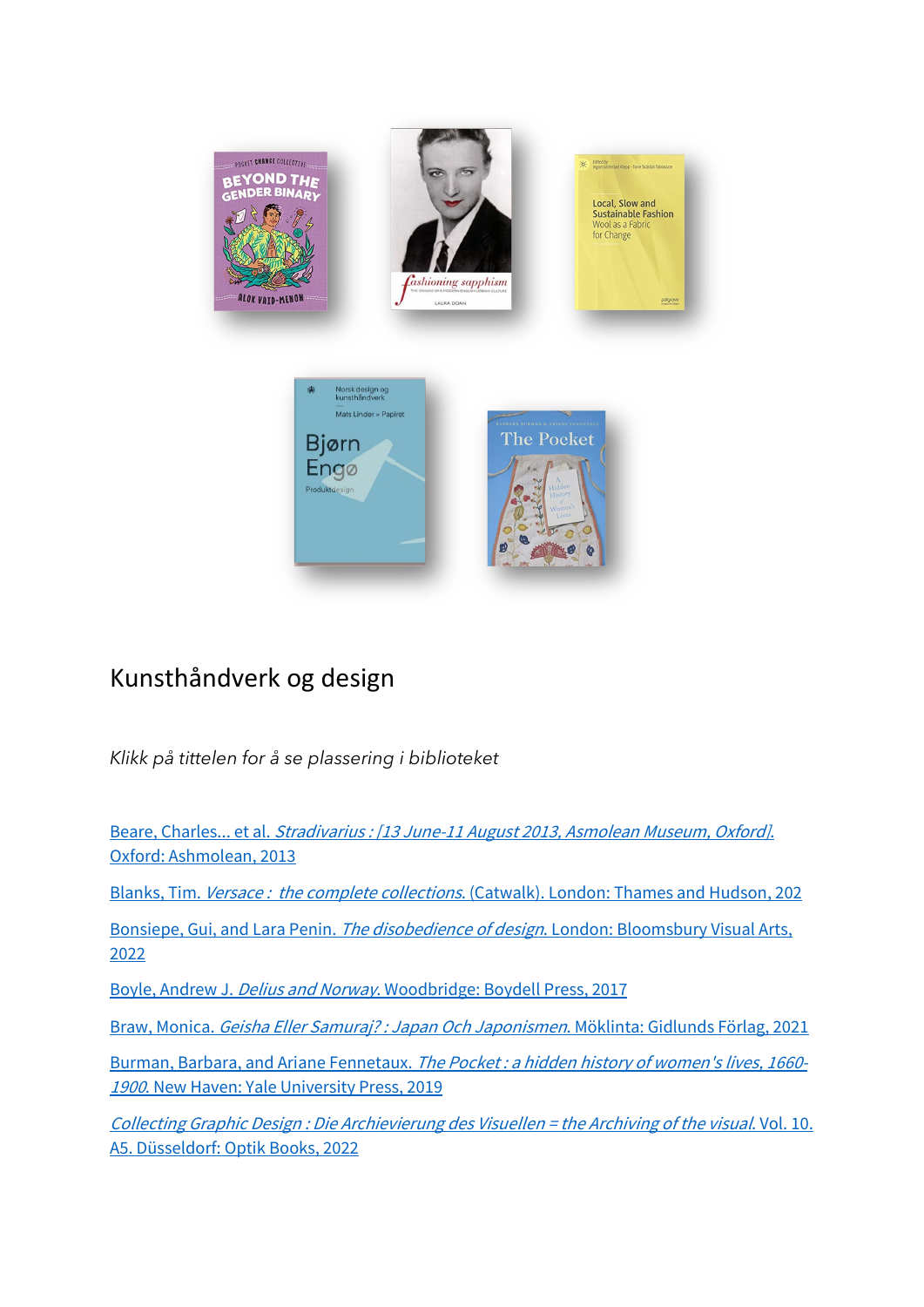# Kunsthåndverk og design

*Klikk på tittelen for å se plassering i biblioteket*

Beare, Charles... et al. *Stradivarius : [13 June-11 August 2013, Asmolean Museum, Oxford].* Oxford: Ashmolean, 2013

Blanks, Tim. *Versace : the complete collections.* (Catwalk). London: Thames and Hudson, 202

Bonsiepe, Gui, and Lara Penin. *The disobedience of design.* London: Bloomsbury Visual Arts, 2022

Boyle, Andrew J. *Delius and Norway.* Woodbridge: Boydell Press, 2017

Braw, Monica. *Geisha Eller Samuraj? : Japan Och Japonismen.* Möklinta: Gidlunds Förlag, 2021

Burman, Barbara, and Ariane Fennetaux. *The Pocket : a hidden history of women's lives, 1660-1900.* New Haven: Yale University Press, 2019

*Collecting Graphic Design : Die Archievierung des Visuellen = the Archiving of the visual.* Vol. 10. A5. Düsseldorf: Optik Books, 2022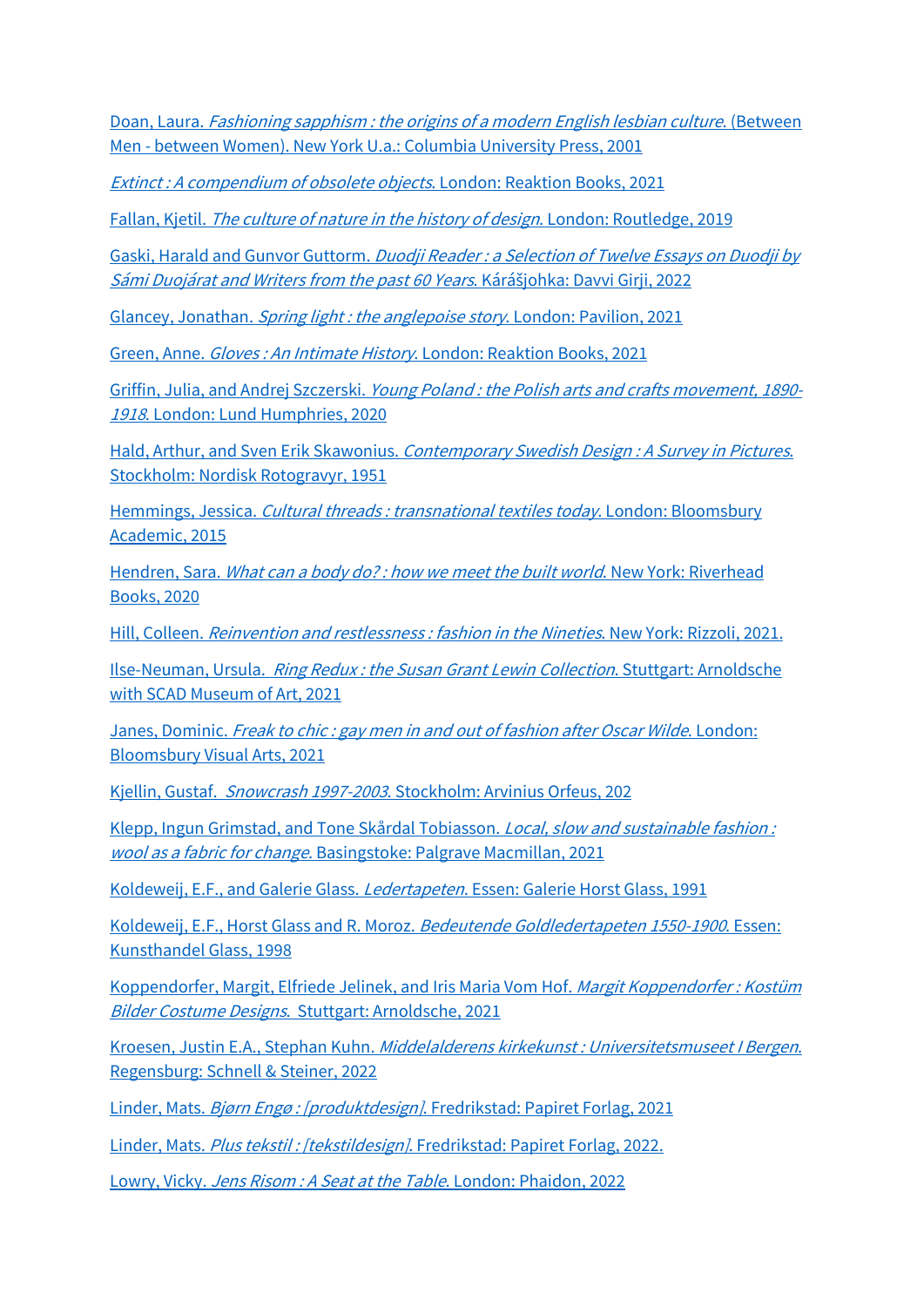Doan, Laura. *Fashioning sapphism : the origins of a modern English lesbian culture.* (Between Men - between Women). New York U.a.: Columbia University Press, 2001

*Extinct : A compendium of obsolete objects.* London: Reaktion Books, 2021

Fallan, Kjetil. *The culture of nature in the history of design.* London: Routledge, 2019

Gaski, Harald and Gunvor Guttorm. *Duodji Reader : a Selection of Twelve Essays on Duodji by Sámi Duojárat and Writers from the past 60 Years.* Kárášjohka: Davvi Girji, 2022

Glancey, Jonathan. *Spring light : the anglepoise story.* London: Pavilion, 2021

Green, Anne. *Gloves : An Intimate History.* London: Reaktion Books, 2021

Griffin, Julia, and Andrej Szczerski. *Young Poland : the Polish arts and crafts movement, 1890-1918.* London: Lund Humphries, 2020

Hald, Arthur, and Sven Erik Skawonius. *Contemporary Swedish Design : A Survey in Pictures.* Stockholm: Nordisk Rotogravyr, 1951

Hemmings, Jessica. *Cultural threads : transnational textiles today.* London: Bloomsbury Academic, 2015

Hendren, Sara. *What can a body do? : how we meet the built world.* New York: Riverhead Books, 2020

Hill, Colleen. *Reinvention and restlessness : fashion in the Nineties.* New York: Rizzoli, 2021.

Ilse-Neuman, Ursula. *Ring Redux : the Susan Grant Lewin Collection.* Stuttgart: Arnoldsche with SCAD Museum of Art, 2021

Janes, Dominic. *Freak to chic : gay men in and out of fashion after Oscar Wilde.* London: Bloomsbury Visual Arts, 2021

Kjellin, Gustaf. *Snowcrash 1997-2003.* Stockholm: Arvinius Orfeus, 202

Klepp, Ingun Grimstad, and Tone Skårdal Tobiasson. *Local, slow and sustainable fashion : wool as a fabric for change.* Basingstoke: Palgrave Macmillan, 2021

Koldeweij, E.F., and Galerie Glass. *Ledertapeten.* Essen: Galerie Horst Glass, 1991

Koldeweij, E.F., Horst Glass and R. Moroz. *Bedeutende Goldledertapeten 1550-1900.* Essen: Kunsthandel Glass, 1998

Koppendorfer, Margit, Elfriede Jelinek, and Iris Maria Vom Hof. *Margit Koppendorfer : Kostüm Bilder Costume Designs.* Stuttgart: Arnoldsche, 2021

Kroesen, Justin E.A., Stephan Kuhn. *Middelalderens kirkekunst : Universitetsmuseet I Bergen.* Regensburg: Schnell & Steiner, 2022

Linder, Mats. *Bjørn Engø : [produktdesign].* Fredrikstad: Papiret Forlag, 2021

Linder, Mats. *Plus tekstil : [tekstildesign].* Fredrikstad: Papiret Forlag, 2022.

Lowry, Vicky. *Jens Risom : A Seat at the Table.* London: Phaidon, 2022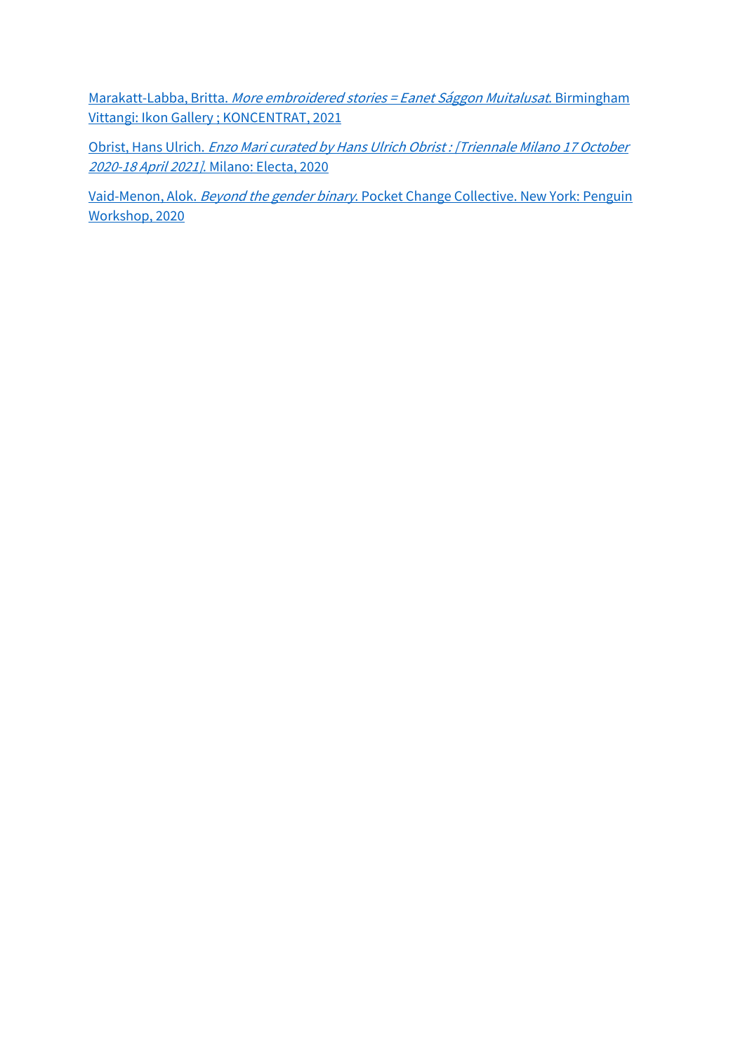Marakatt-Labba, Britta. *More embroidered stories = Eanet Sággon Muitalusat*. Birmingham Vittangi: Ikon Gallery ; KONCENTRAT, 2021

Obrist, Hans Ulrich. *Enzo Mari curated by Hans Ulrich Obrist : [Triennale Milano 17 October 2020-18 April 2021]*. Milano: Electa, 2020

Vaid-Menon, Alok. *Beyond the gender binary*. Pocket Change Collective. New York: Penguin Workshop, 2020